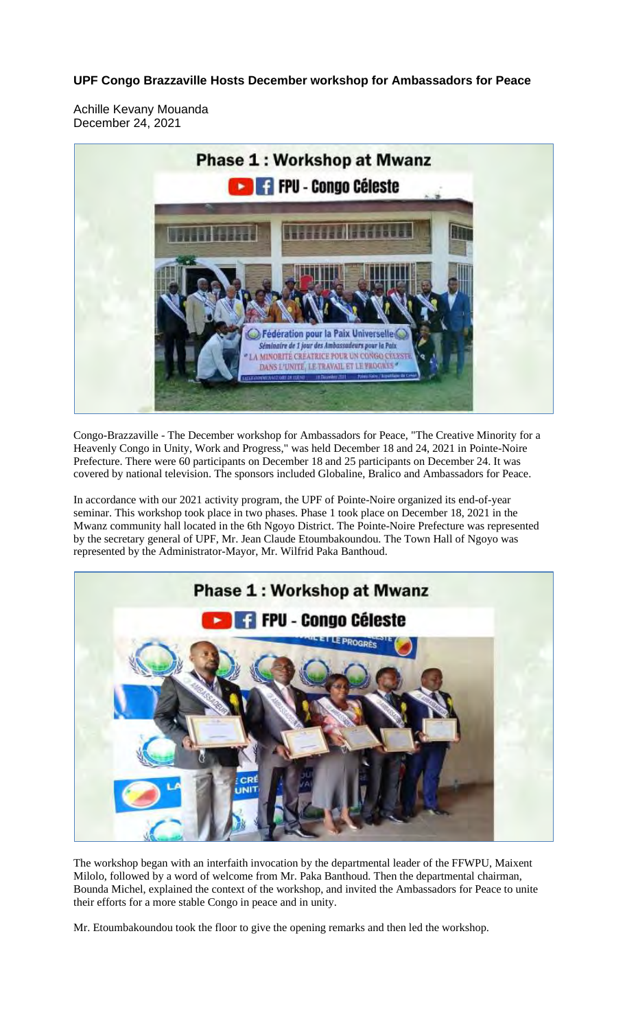# UPF Congo Brazzaville Hosts December workshop for Ambassadors for Peace

Achille Kevany Mouanda
December 24, 2021

Congo-Brazzaville - The December workshop for Ambassadors for Peace, "The Creative Minority for a Heavenly Congo in Unity, Work and Progress," was held December 18 and 24, 2021 in Pointe-Noire Prefecture. There were 60 participants on December 18 and 25 participants on December 24. It was covered by national television. The sponsors included Globaline, Bralico and Ambassadors for Peace.

In accordance with our 2021 activity program, the UPF of Pointe-Noire organized its end-of-year seminar. This workshop took place in two phases. Phase 1 took place on December 18, 2021 in the Mwanz community hall located in the 6th Ngoyo District. The Pointe-Noire Prefecture was represented by the secretary general of UPF, Mr. Jean Claude Etoumbakoundou. The Town Hall of Ngoyo was represented by the Administrator-Mayor, Mr. Wilfrid Paka Banthoud.

The workshop began with an interfaith invocation by the departmental leader of the FFWPU, Maixent Milolo, followed by a word of welcome from Mr. Paka Banthoud. Then the departmental chairman, Bounda Michel, explained the context of the workshop, and invited the Ambassadors for Peace to unite their efforts for a more stable Congo in peace and in unity.

Mr. Etoumbakoundou took the floor to give the opening remarks and then led the workshop.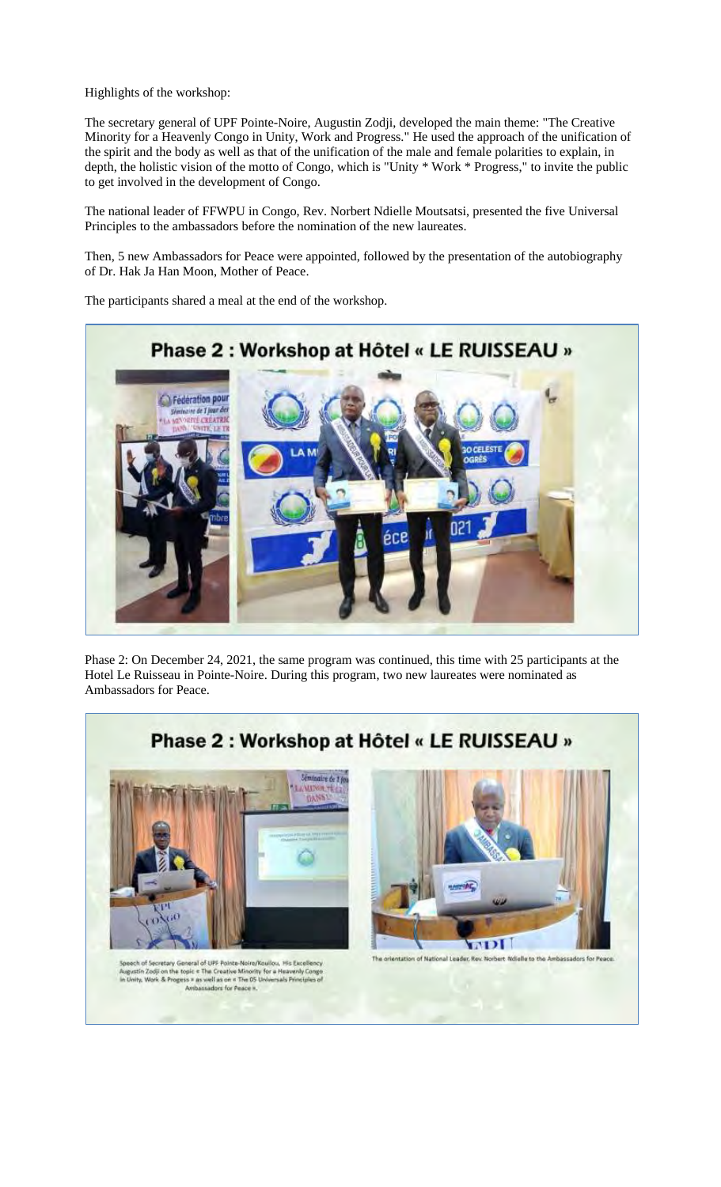Highlights of the workshop:

The secretary general of UPF Pointe-Noire, Augustin Zodji, developed the main theme: "The Creative Minority for a Heavenly Congo in Unity, Work and Progress." He used the approach of the unification of the spirit and the body as well as that of the unification of the male and female polarities to explain, in depth, the holistic vision of the motto of Congo, which is "Unity * Work * Progress," to invite the public to get involved in the development of Congo.

The national leader of FFWPU in Congo, Rev. Norbert Ndielle Moutsatsi, presented the five Universal Principles to the ambassadors before the nomination of the new laureates.

Then, 5 new Ambassadors for Peace were appointed, followed by the presentation of the autobiography of Dr. Hak Ja Han Moon, Mother of Peace.

The participants shared a meal at the end of the workshop.

Phase 2 : Workshop at Hôtel « LE RUISSEAU »

Phase 2: On December 24, 2021, the same program was continued, this time with 25 participants at the Hotel Le Ruisseau in Pointe-Noire. During this program, two new laureates were nominated as Ambassadors for Peace.

Phase 2 : Workshop at Hôtel « LE RUISSEAU »

Speech of Secretary General of UPF Pointe-Noire/Kouilou, His Excellency Augustin Zodji on the topic « The Creative Minority for a Heavenly Congo in Unity, Work & Progess » as well as on « The 05 Universals Principles of Ambassadors for Peace ».

The orientation of National Leader, Rev. Norbert Ndielle to the Ambassadors for Peace.